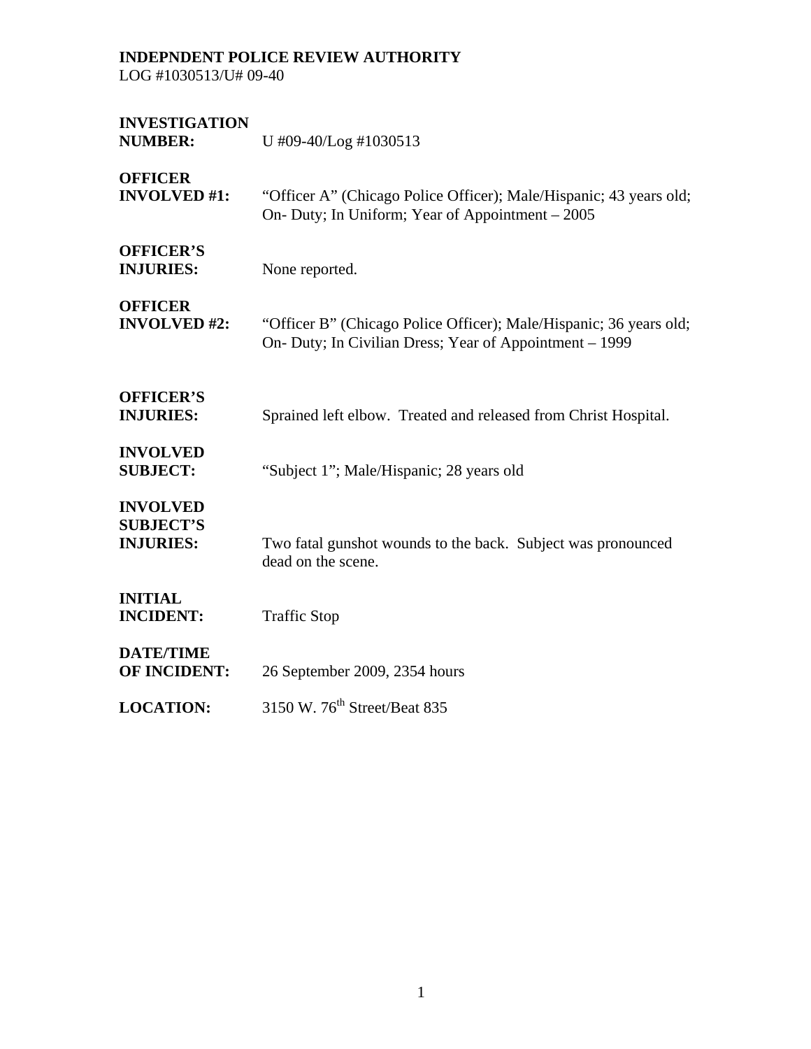**INDEPNDENT POLICE REVIEW AUTHORITY**
LOG #1030513/U# 09-40

**INVESTIGATION NUMBER:** U #09-40/Log #1030513

**OFFICER INVOLVED #1:** "Officer A" (Chicago Police Officer); Male/Hispanic; 43 years old; On- Duty; In Uniform; Year of Appointment – 2005

**OFFICER'S INJURIES:** None reported.

**OFFICER INVOLVED #2:** "Officer B" (Chicago Police Officer); Male/Hispanic; 36 years old; On- Duty; In Civilian Dress; Year of Appointment – 1999

**OFFICER'S INJURIES:** Sprained left elbow. Treated and released from Christ Hospital.

**INVOLVED SUBJECT:** "Subject 1"; Male/Hispanic; 28 years old

**INVOLVED SUBJECT'S INJURIES:** Two fatal gunshot wounds to the back. Subject was pronounced dead on the scene.

**INITIAL INCIDENT:** Traffic Stop

**DATE/TIME OF INCIDENT:** 26 September 2009, 2354 hours

**LOCATION:** 3150 W. 76th Street/Beat 835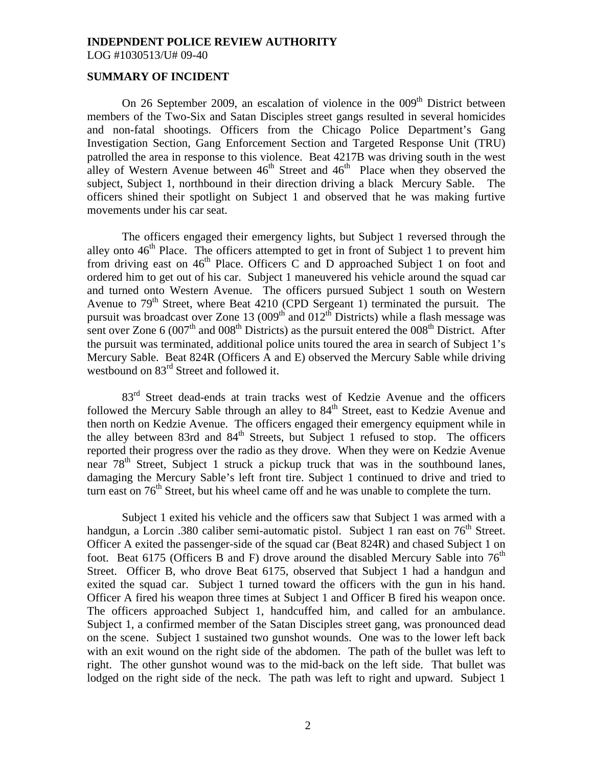**INDEPNDENT POLICE REVIEW AUTHORITY**
LOG #1030513/U# 09-40

**SUMMARY OF INCIDENT**

On 26 September 2009, an escalation of violence in the 009th District between members of the Two-Six and Satan Disciples street gangs resulted in several homicides and non-fatal shootings. Officers from the Chicago Police Department's Gang Investigation Section, Gang Enforcement Section and Targeted Response Unit (TRU) patrolled the area in response to this violence. Beat 4217B was driving south in the west alley of Western Avenue between 46th Street and 46th Place when they observed the subject, Subject 1, northbound in their direction driving a black Mercury Sable. The officers shined their spotlight on Subject 1 and observed that he was making furtive movements under his car seat.

The officers engaged their emergency lights, but Subject 1 reversed through the alley onto 46th Place. The officers attempted to get in front of Subject 1 to prevent him from driving east on 46th Place. Officers C and D approached Subject 1 on foot and ordered him to get out of his car. Subject 1 maneuvered his vehicle around the squad car and turned onto Western Avenue. The officers pursued Subject 1 south on Western Avenue to 79th Street, where Beat 4210 (CPD Sergeant 1) terminated the pursuit. The pursuit was broadcast over Zone 13 (009th and 012th Districts) while a flash message was sent over Zone 6 (007th and 008th Districts) as the pursuit entered the 008th District. After the pursuit was terminated, additional police units toured the area in search of Subject 1's Mercury Sable. Beat 824R (Officers A and E) observed the Mercury Sable while driving westbound on 83rd Street and followed it.

83rd Street dead-ends at train tracks west of Kedzie Avenue and the officers followed the Mercury Sable through an alley to 84th Street, east to Kedzie Avenue and then north on Kedzie Avenue. The officers engaged their emergency equipment while in the alley between 83rd and 84th Streets, but Subject 1 refused to stop. The officers reported their progress over the radio as they drove. When they were on Kedzie Avenue near 78th Street, Subject 1 struck a pickup truck that was in the southbound lanes, damaging the Mercury Sable's left front tire. Subject 1 continued to drive and tried to turn east on 76th Street, but his wheel came off and he was unable to complete the turn.

Subject 1 exited his vehicle and the officers saw that Subject 1 was armed with a handgun, a Lorcin .380 caliber semi-automatic pistol. Subject 1 ran east on 76th Street. Officer A exited the passenger-side of the squad car (Beat 824R) and chased Subject 1 on foot. Beat 6175 (Officers B and F) drove around the disabled Mercury Sable into 76th Street. Officer B, who drove Beat 6175, observed that Subject 1 had a handgun and exited the squad car. Subject 1 turned toward the officers with the gun in his hand. Officer A fired his weapon three times at Subject 1 and Officer B fired his weapon once. The officers approached Subject 1, handcuffed him, and called for an ambulance. Subject 1, a confirmed member of the Satan Disciples street gang, was pronounced dead on the scene. Subject 1 sustained two gunshot wounds. One was to the lower left back with an exit wound on the right side of the abdomen. The path of the bullet was left to right. The other gunshot wound was to the mid-back on the left side. That bullet was lodged on the right side of the neck. The path was left to right and upward. Subject 1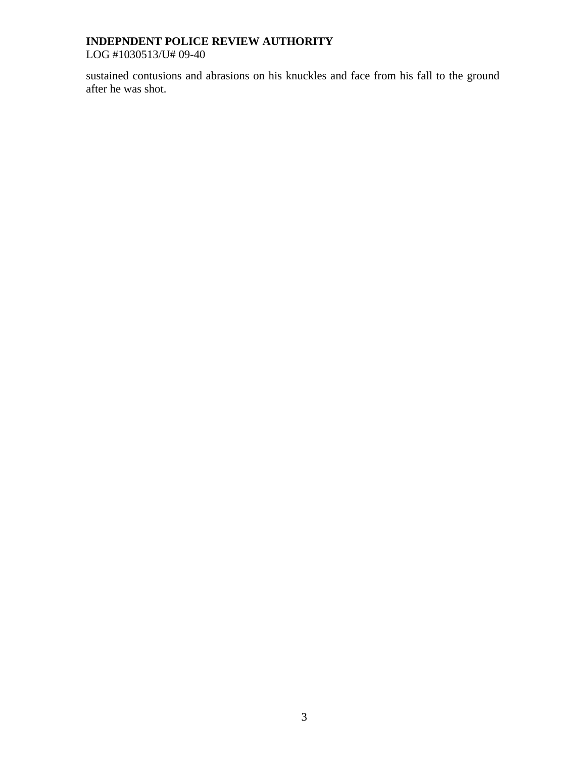sustained contusions and abrasions on his knuckles and face from his fall to the ground after he was shot.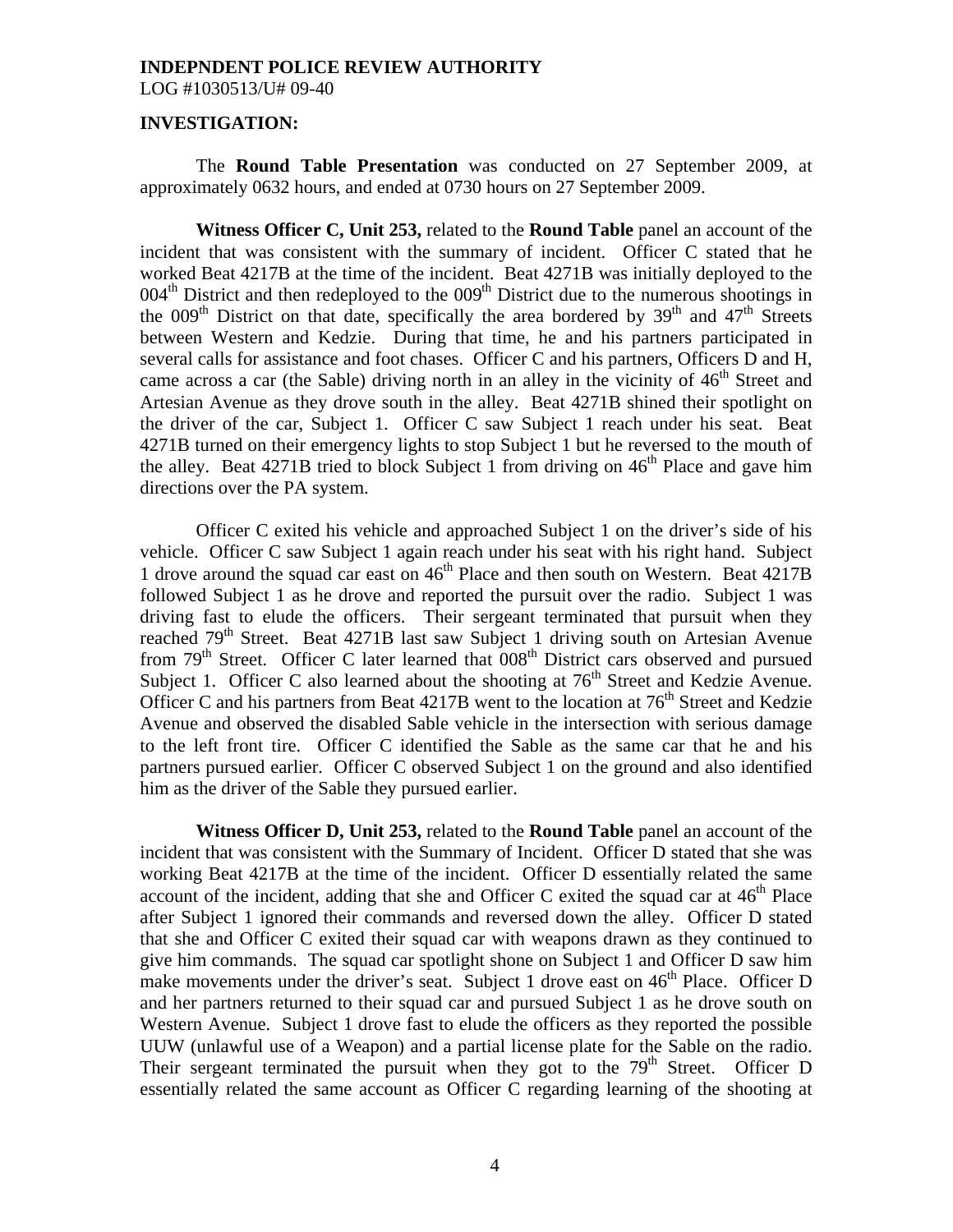**INDEPNDENT POLICE REVIEW AUTHORITY**
LOG #1030513/U# 09-40

**INVESTIGATION:**

The **Round Table Presentation** was conducted on 27 September 2009, at approximately 0632 hours, and ended at 0730 hours on 27 September 2009.

**Witness Officer C, Unit 253,** related to the **Round Table** panel an account of the incident that was consistent with the summary of incident. Officer C stated that he worked Beat 4217B at the time of the incident. Beat 4271B was initially deployed to the 004th District and then redeployed to the 009th District due to the numerous shootings in the 009th District on that date, specifically the area bordered by 39th and 47th Streets between Western and Kedzie. During that time, he and his partners participated in several calls for assistance and foot chases. Officer C and his partners, Officers D and H, came across a car (the Sable) driving north in an alley in the vicinity of 46th Street and Artesian Avenue as they drove south in the alley. Beat 4271B shined their spotlight on the driver of the car, Subject 1. Officer C saw Subject 1 reach under his seat. Beat 4271B turned on their emergency lights to stop Subject 1 but he reversed to the mouth of the alley. Beat 4271B tried to block Subject 1 from driving on 46th Place and gave him directions over the PA system.

Officer C exited his vehicle and approached Subject 1 on the driver's side of his vehicle. Officer C saw Subject 1 again reach under his seat with his right hand. Subject 1 drove around the squad car east on 46th Place and then south on Western. Beat 4217B followed Subject 1 as he drove and reported the pursuit over the radio. Subject 1 was driving fast to elude the officers. Their sergeant terminated that pursuit when they reached 79th Street. Beat 4271B last saw Subject 1 driving south on Artesian Avenue from 79th Street. Officer C later learned that 008th District cars observed and pursued Subject 1. Officer C also learned about the shooting at 76th Street and Kedzie Avenue. Officer C and his partners from Beat 4217B went to the location at 76th Street and Kedzie Avenue and observed the disabled Sable vehicle in the intersection with serious damage to the left front tire. Officer C identified the Sable as the same car that he and his partners pursued earlier. Officer C observed Subject 1 on the ground and also identified him as the driver of the Sable they pursued earlier.

**Witness Officer D, Unit 253,** related to the **Round Table** panel an account of the incident that was consistent with the Summary of Incident. Officer D stated that she was working Beat 4217B at the time of the incident. Officer D essentially related the same account of the incident, adding that she and Officer C exited the squad car at 46th Place after Subject 1 ignored their commands and reversed down the alley. Officer D stated that she and Officer C exited their squad car with weapons drawn as they continued to give him commands. The squad car spotlight shone on Subject 1 and Officer D saw him make movements under the driver's seat. Subject 1 drove east on 46th Place. Officer D and her partners returned to their squad car and pursued Subject 1 as he drove south on Western Avenue. Subject 1 drove fast to elude the officers as they reported the possible UUW (unlawful use of a Weapon) and a partial license plate for the Sable on the radio. Their sergeant terminated the pursuit when they got to the 79th Street. Officer D essentially related the same account as Officer C regarding learning of the shooting at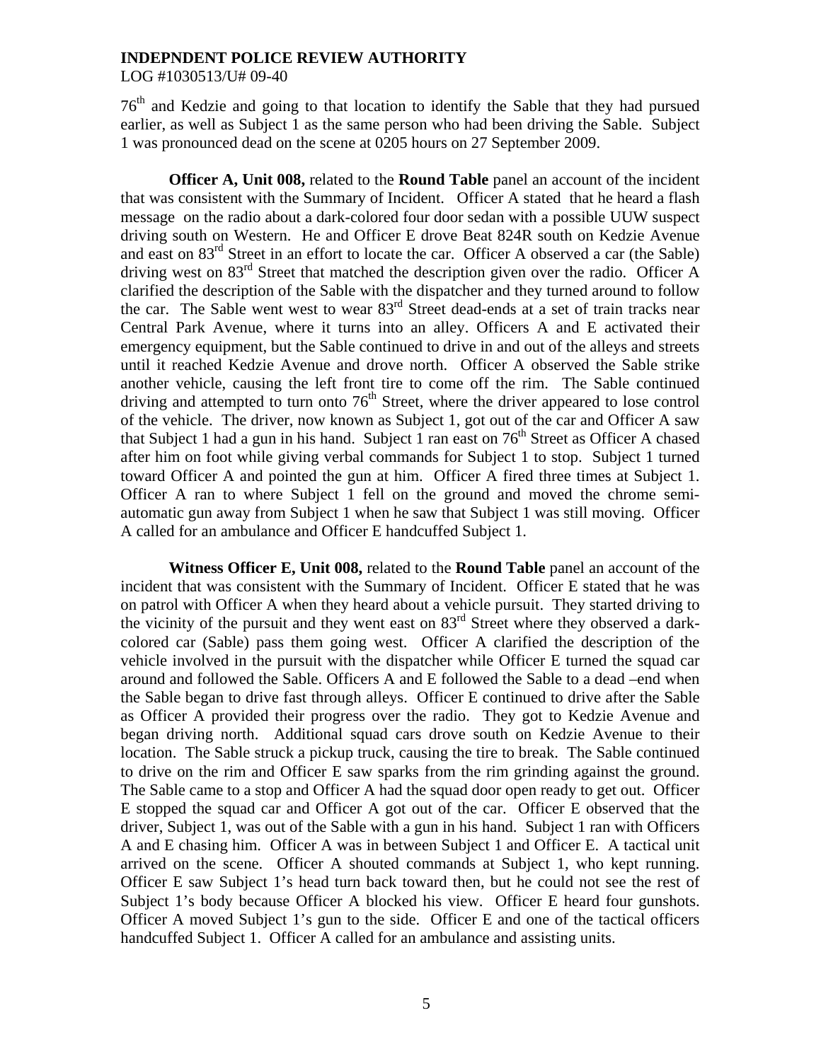76th and Kedzie and going to that location to identify the Sable that they had pursued earlier, as well as Subject 1 as the same person who had been driving the Sable. Subject 1 was pronounced dead on the scene at 0205 hours on 27 September 2009.

**Officer A, Unit 008,** related to the **Round Table** panel an account of the incident that was consistent with the Summary of Incident. Officer A stated that he heard a flash message on the radio about a dark-colored four door sedan with a possible UUW suspect driving south on Western. He and Officer E drove Beat 824R south on Kedzie Avenue and east on 83rd Street in an effort to locate the car. Officer A observed a car (the Sable) driving west on 83rd Street that matched the description given over the radio. Officer A clarified the description of the Sable with the dispatcher and they turned around to follow the car. The Sable went west to wear 83rd Street dead-ends at a set of train tracks near Central Park Avenue, where it turns into an alley. Officers A and E activated their emergency equipment, but the Sable continued to drive in and out of the alleys and streets until it reached Kedzie Avenue and drove north. Officer A observed the Sable strike another vehicle, causing the left front tire to come off the rim. The Sable continued driving and attempted to turn onto 76th Street, where the driver appeared to lose control of the vehicle. The driver, now known as Subject 1, got out of the car and Officer A saw that Subject 1 had a gun in his hand. Subject 1 ran east on 76th Street as Officer A chased after him on foot while giving verbal commands for Subject 1 to stop. Subject 1 turned toward Officer A and pointed the gun at him. Officer A fired three times at Subject 1. Officer A ran to where Subject 1 fell on the ground and moved the chrome semi-automatic gun away from Subject 1 when he saw that Subject 1 was still moving. Officer A called for an ambulance and Officer E handcuffed Subject 1.

**Witness Officer E, Unit 008,** related to the **Round Table** panel an account of the incident that was consistent with the Summary of Incident. Officer E stated that he was on patrol with Officer A when they heard about a vehicle pursuit. They started driving to the vicinity of the pursuit and they went east on 83rd Street where they observed a dark-colored car (Sable) pass them going west. Officer A clarified the description of the vehicle involved in the pursuit with the dispatcher while Officer E turned the squad car around and followed the Sable. Officers A and E followed the Sable to a dead –end when the Sable began to drive fast through alleys. Officer E continued to drive after the Sable as Officer A provided their progress over the radio. They got to Kedzie Avenue and began driving north. Additional squad cars drove south on Kedzie Avenue to their location. The Sable struck a pickup truck, causing the tire to break. The Sable continued to drive on the rim and Officer E saw sparks from the rim grinding against the ground. The Sable came to a stop and Officer A had the squad door open ready to get out. Officer E stopped the squad car and Officer A got out of the car. Officer E observed that the driver, Subject 1, was out of the Sable with a gun in his hand. Subject 1 ran with Officers A and E chasing him. Officer A was in between Subject 1 and Officer E. A tactical unit arrived on the scene. Officer A shouted commands at Subject 1, who kept running. Officer E saw Subject 1's head turn back toward then, but he could not see the rest of Subject 1's body because Officer A blocked his view. Officer E heard four gunshots. Officer A moved Subject 1's gun to the side. Officer E and one of the tactical officers handcuffed Subject 1. Officer A called for an ambulance and assisting units.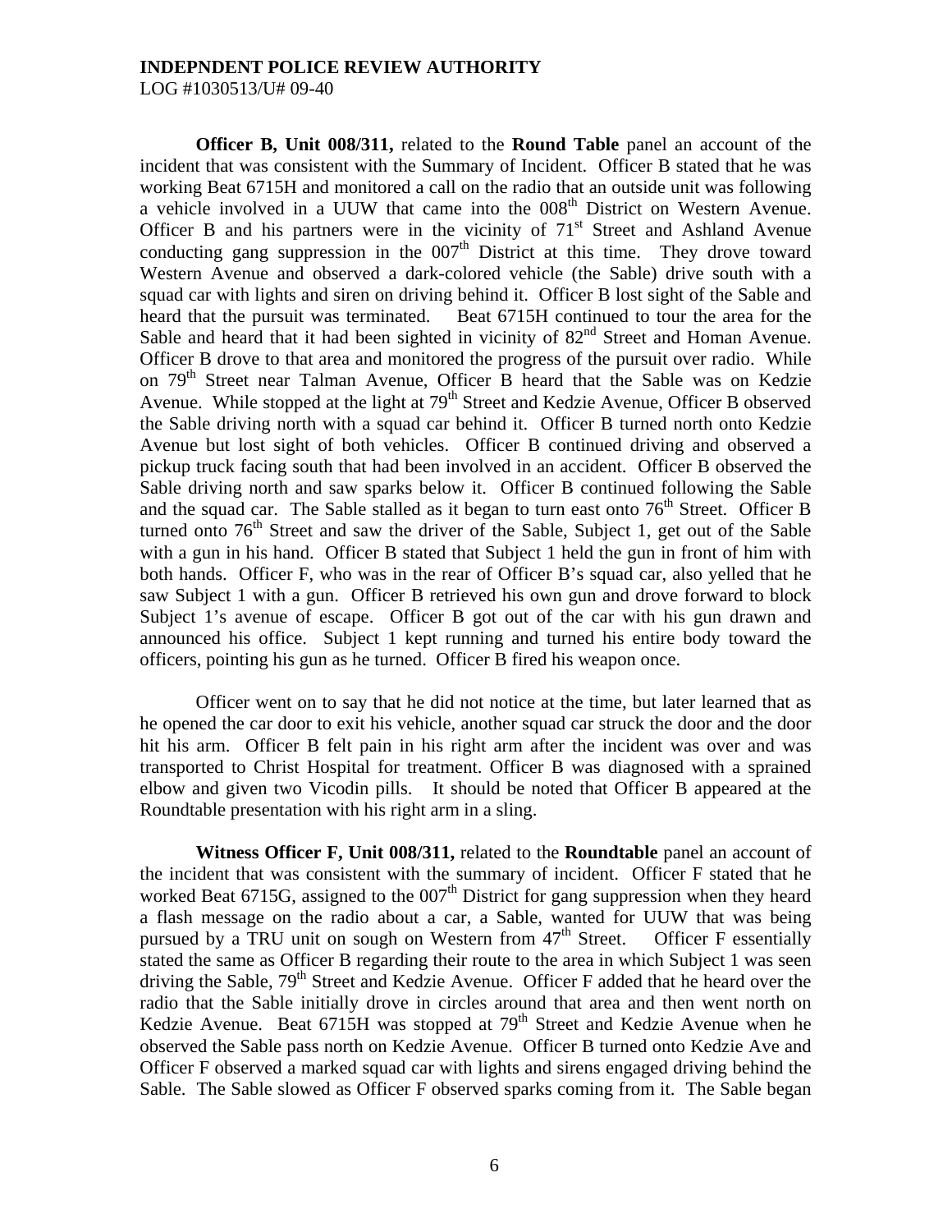**Officer B, Unit 008/311,** related to the **Round Table** panel an account of the incident that was consistent with the Summary of Incident. Officer B stated that he was working Beat 6715H and monitored a call on the radio that an outside unit was following a vehicle involved in a UUW that came into the 008th District on Western Avenue. Officer B and his partners were in the vicinity of 71st Street and Ashland Avenue conducting gang suppression in the 007th District at this time. They drove toward Western Avenue and observed a dark-colored vehicle (the Sable) drive south with a squad car with lights and siren on driving behind it. Officer B lost sight of the Sable and heard that the pursuit was terminated. Beat 6715H continued to tour the area for the Sable and heard that it had been sighted in vicinity of 82nd Street and Homan Avenue. Officer B drove to that area and monitored the progress of the pursuit over radio. While on 79th Street near Talman Avenue, Officer B heard that the Sable was on Kedzie Avenue. While stopped at the light at 79th Street and Kedzie Avenue, Officer B observed the Sable driving north with a squad car behind it. Officer B turned north onto Kedzie Avenue but lost sight of both vehicles. Officer B continued driving and observed a pickup truck facing south that had been involved in an accident. Officer B observed the Sable driving north and saw sparks below it. Officer B continued following the Sable and the squad car. The Sable stalled as it began to turn east onto 76th Street. Officer B turned onto 76th Street and saw the driver of the Sable, Subject 1, get out of the Sable with a gun in his hand. Officer B stated that Subject 1 held the gun in front of him with both hands. Officer F, who was in the rear of Officer B's squad car, also yelled that he saw Subject 1 with a gun. Officer B retrieved his own gun and drove forward to block Subject 1's avenue of escape. Officer B got out of the car with his gun drawn and announced his office. Subject 1 kept running and turned his entire body toward the officers, pointing his gun as he turned. Officer B fired his weapon once.

Officer went on to say that he did not notice at the time, but later learned that as he opened the car door to exit his vehicle, another squad car struck the door and the door hit his arm. Officer B felt pain in his right arm after the incident was over and was transported to Christ Hospital for treatment. Officer B was diagnosed with a sprained elbow and given two Vicodin pills. It should be noted that Officer B appeared at the Roundtable presentation with his right arm in a sling.

**Witness Officer F, Unit 008/311,** related to the **Roundtable** panel an account of the incident that was consistent with the summary of incident. Officer F stated that he worked Beat 6715G, assigned to the 007th District for gang suppression when they heard a flash message on the radio about a car, a Sable, wanted for UUW that was being pursued by a TRU unit on sough on Western from 47th Street. Officer F essentially stated the same as Officer B regarding their route to the area in which Subject 1 was seen driving the Sable, 79th Street and Kedzie Avenue. Officer F added that he heard over the radio that the Sable initially drove in circles around that area and then went north on Kedzie Avenue. Beat 6715H was stopped at 79th Street and Kedzie Avenue when he observed the Sable pass north on Kedzie Avenue. Officer B turned onto Kedzie Ave and Officer F observed a marked squad car with lights and sirens engaged driving behind the Sable. The Sable slowed as Officer F observed sparks coming from it. The Sable began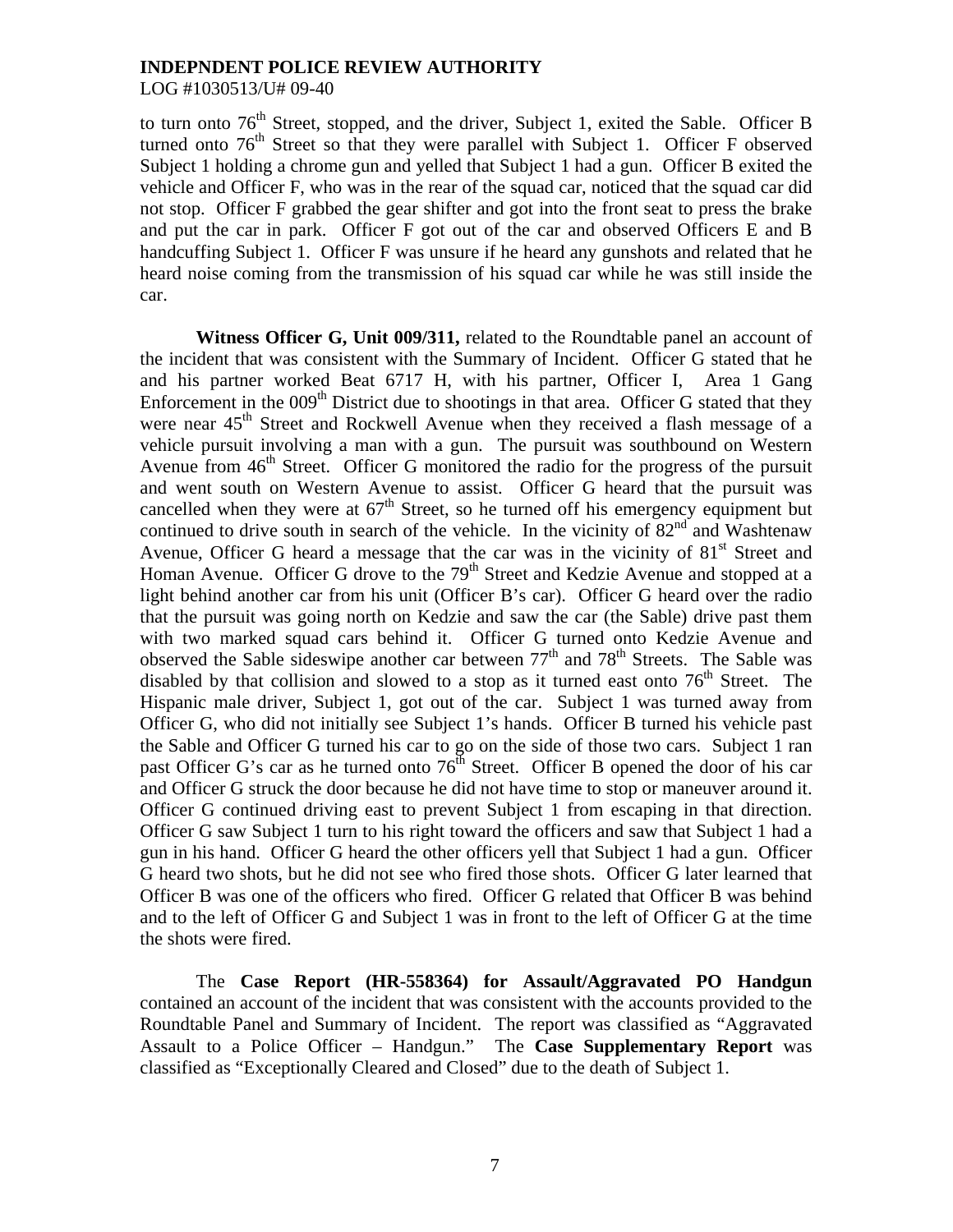to turn onto 76th Street, stopped, and the driver, Subject 1, exited the Sable. Officer B turned onto 76th Street so that they were parallel with Subject 1. Officer F observed Subject 1 holding a chrome gun and yelled that Subject 1 had a gun. Officer B exited the vehicle and Officer F, who was in the rear of the squad car, noticed that the squad car did not stop. Officer F grabbed the gear shifter and got into the front seat to press the brake and put the car in park. Officer F got out of the car and observed Officers E and B handcuffing Subject 1. Officer F was unsure if he heard any gunshots and related that he heard noise coming from the transmission of his squad car while he was still inside the car.

**Witness Officer G, Unit 009/311,** related to the Roundtable panel an account of the incident that was consistent with the Summary of Incident. Officer G stated that he and his partner worked Beat 6717 H, with his partner, Officer I, Area 1 Gang Enforcement in the 009th District due to shootings in that area. Officer G stated that they were near 45th Street and Rockwell Avenue when they received a flash message of a vehicle pursuit involving a man with a gun. The pursuit was southbound on Western Avenue from 46th Street. Officer G monitored the radio for the progress of the pursuit and went south on Western Avenue to assist. Officer G heard that the pursuit was cancelled when they were at 67th Street, so he turned off his emergency equipment but continued to drive south in search of the vehicle. In the vicinity of 82nd and Washtenaw Avenue, Officer G heard a message that the car was in the vicinity of 81st Street and Homan Avenue. Officer G drove to the 79th Street and Kedzie Avenue and stopped at a light behind another car from his unit (Officer B's car). Officer G heard over the radio that the pursuit was going north on Kedzie and saw the car (the Sable) drive past them with two marked squad cars behind it. Officer G turned onto Kedzie Avenue and observed the Sable sideswipe another car between 77th and 78th Streets. The Sable was disabled by that collision and slowed to a stop as it turned east onto 76th Street. The Hispanic male driver, Subject 1, got out of the car. Subject 1 was turned away from Officer G, who did not initially see Subject 1's hands. Officer B turned his vehicle past the Sable and Officer G turned his car to go on the side of those two cars. Subject 1 ran past Officer G's car as he turned onto 76th Street. Officer B opened the door of his car and Officer G struck the door because he did not have time to stop or maneuver around it. Officer G continued driving east to prevent Subject 1 from escaping in that direction. Officer G saw Subject 1 turn to his right toward the officers and saw that Subject 1 had a gun in his hand. Officer G heard the other officers yell that Subject 1 had a gun. Officer G heard two shots, but he did not see who fired those shots. Officer G later learned that Officer B was one of the officers who fired. Officer G related that Officer B was behind and to the left of Officer G and Subject 1 was in front to the left of Officer G at the time the shots were fired.

The **Case Report (HR-558364) for Assault/Aggravated PO Handgun** contained an account of the incident that was consistent with the accounts provided to the Roundtable Panel and Summary of Incident. The report was classified as "Aggravated Assault to a Police Officer – Handgun." The **Case Supplementary Report** was classified as "Exceptionally Cleared and Closed" due to the death of Subject 1.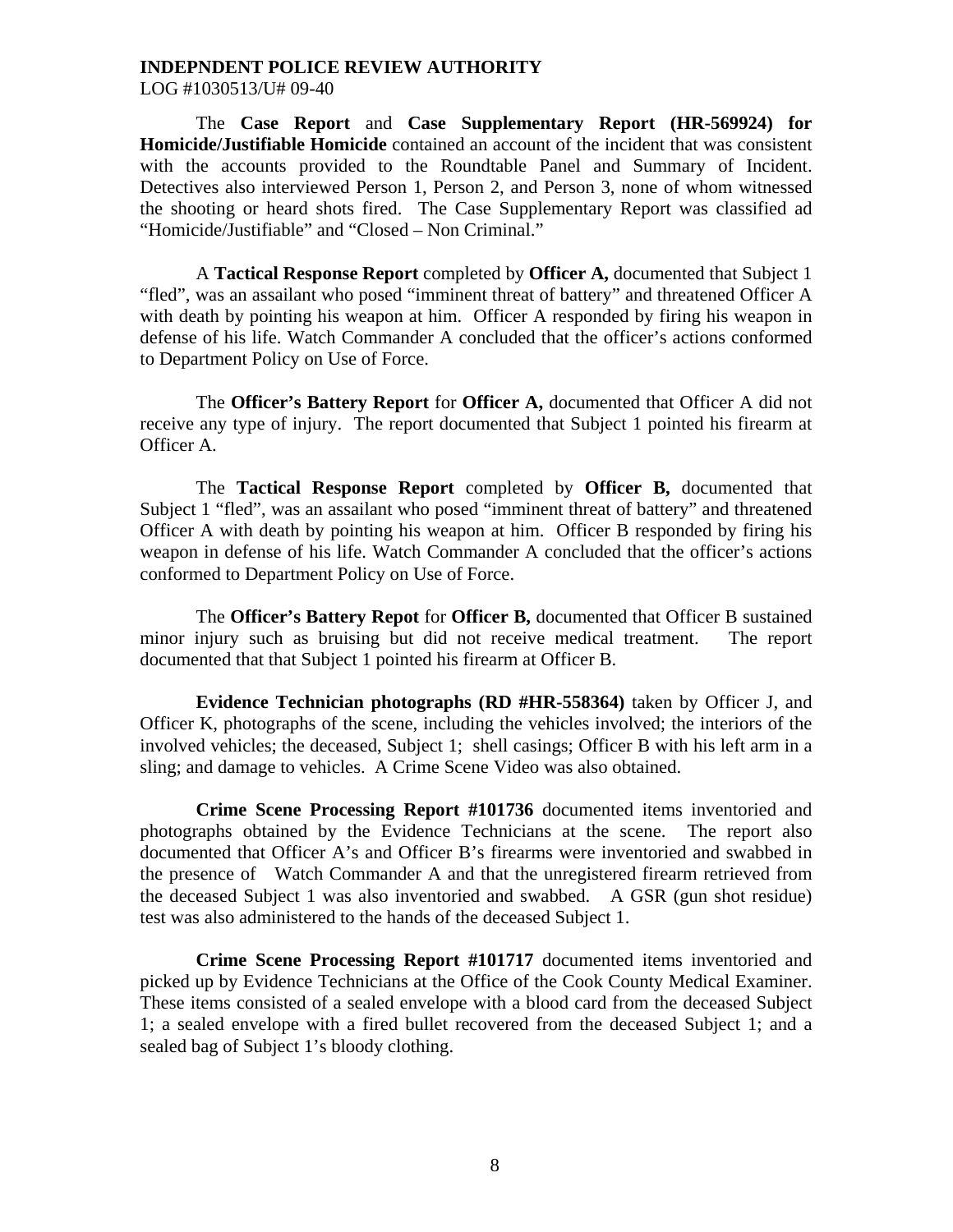**INDEPNDENT POLICE REVIEW AUTHORITY**
LOG #1030513/U# 09-40

The **Case Report** and **Case Supplementary Report (HR-569924) for Homicide/Justifiable Homicide** contained an account of the incident that was consistent with the accounts provided to the Roundtable Panel and Summary of Incident. Detectives also interviewed Person 1, Person 2, and Person 3, none of whom witnessed the shooting or heard shots fired. The Case Supplementary Report was classified ad "Homicide/Justifiable" and "Closed – Non Criminal."

A **Tactical Response Report** completed by **Officer A,** documented that Subject 1 "fled", was an assailant who posed "imminent threat of battery" and threatened Officer A with death by pointing his weapon at him. Officer A responded by firing his weapon in defense of his life. Watch Commander A concluded that the officer's actions conformed to Department Policy on Use of Force.

The **Officer's Battery Report** for **Officer A,** documented that Officer A did not receive any type of injury. The report documented that Subject 1 pointed his firearm at Officer A.

The **Tactical Response Report** completed by **Officer B,** documented that Subject 1 "fled", was an assailant who posed "imminent threat of battery" and threatened Officer A with death by pointing his weapon at him. Officer B responded by firing his weapon in defense of his life. Watch Commander A concluded that the officer's actions conformed to Department Policy on Use of Force.

The **Officer's Battery Repot** for **Officer B,** documented that Officer B sustained minor injury such as bruising but did not receive medical treatment. The report documented that that Subject 1 pointed his firearm at Officer B.

**Evidence Technician photographs (RD #HR-558364)** taken by Officer J, and Officer K, photographs of the scene, including the vehicles involved; the interiors of the involved vehicles; the deceased, Subject 1; shell casings; Officer B with his left arm in a sling; and damage to vehicles. A Crime Scene Video was also obtained.

**Crime Scene Processing Report #101736** documented items inventoried and photographs obtained by the Evidence Technicians at the scene. The report also documented that Officer A's and Officer B's firearms were inventoried and swabbed in the presence of Watch Commander A and that the unregistered firearm retrieved from the deceased Subject 1 was also inventoried and swabbed. A GSR (gun shot residue) test was also administered to the hands of the deceased Subject 1.

**Crime Scene Processing Report #101717** documented items inventoried and picked up by Evidence Technicians at the Office of the Cook County Medical Examiner. These items consisted of a sealed envelope with a blood card from the deceased Subject 1; a sealed envelope with a fired bullet recovered from the deceased Subject 1; and a sealed bag of Subject 1's bloody clothing.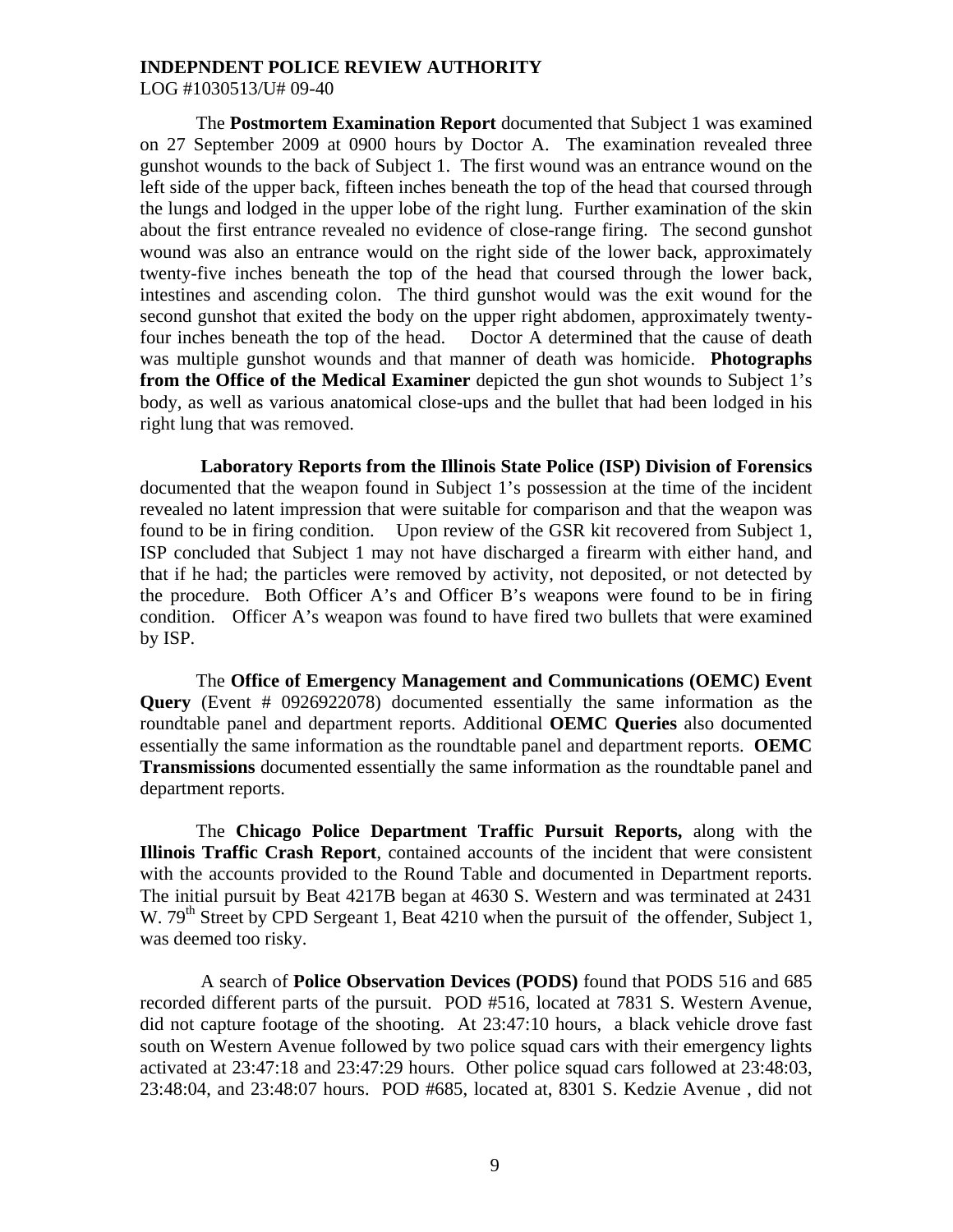**INDEPNDENT POLICE REVIEW AUTHORITY**
LOG #1030513/U# 09-40

The **Postmortem Examination Report** documented that Subject 1 was examined on 27 September 2009 at 0900 hours by Doctor A. The examination revealed three gunshot wounds to the back of Subject 1. The first wound was an entrance wound on the left side of the upper back, fifteen inches beneath the top of the head that coursed through the lungs and lodged in the upper lobe of the right lung. Further examination of the skin about the first entrance revealed no evidence of close-range firing. The second gunshot wound was also an entrance would on the right side of the lower back, approximately twenty-five inches beneath the top of the head that coursed through the lower back, intestines and ascending colon. The third gunshot would was the exit wound for the second gunshot that exited the body on the upper right abdomen, approximately twenty-four inches beneath the top of the head. Doctor A determined that the cause of death was multiple gunshot wounds and that manner of death was homicide. **Photographs from the Office of the Medical Examiner** depicted the gun shot wounds to Subject 1's body, as well as various anatomical close-ups and the bullet that had been lodged in his right lung that was removed.

**Laboratory Reports from the Illinois State Police (ISP) Division of Forensics** documented that the weapon found in Subject 1's possession at the time of the incident revealed no latent impression that were suitable for comparison and that the weapon was found to be in firing condition. Upon review of the GSR kit recovered from Subject 1, ISP concluded that Subject 1 may not have discharged a firearm with either hand, and that if he had; the particles were removed by activity, not deposited, or not detected by the procedure. Both Officer A's and Officer B's weapons were found to be in firing condition. Officer A's weapon was found to have fired two bullets that were examined by ISP.

The **Office of Emergency Management and Communications (OEMC) Event Query** (Event # 0926922078) documented essentially the same information as the roundtable panel and department reports. Additional **OEMC Queries** also documented essentially the same information as the roundtable panel and department reports. **OEMC Transmissions** documented essentially the same information as the roundtable panel and department reports.

The **Chicago Police Department Traffic Pursuit Reports,** along with the **Illinois Traffic Crash Report**, contained accounts of the incident that were consistent with the accounts provided to the Round Table and documented in Department reports. The initial pursuit by Beat 4217B began at 4630 S. Western and was terminated at 2431 W. 79th Street by CPD Sergeant 1, Beat 4210 when the pursuit of the offender, Subject 1, was deemed too risky.

A search of **Police Observation Devices (PODS)** found that PODS 516 and 685 recorded different parts of the pursuit. POD #516, located at 7831 S. Western Avenue, did not capture footage of the shooting. At 23:47:10 hours, a black vehicle drove fast south on Western Avenue followed by two police squad cars with their emergency lights activated at 23:47:18 and 23:47:29 hours. Other police squad cars followed at 23:48:03, 23:48:04, and 23:48:07 hours. POD #685, located at, 8301 S. Kedzie Avenue , did not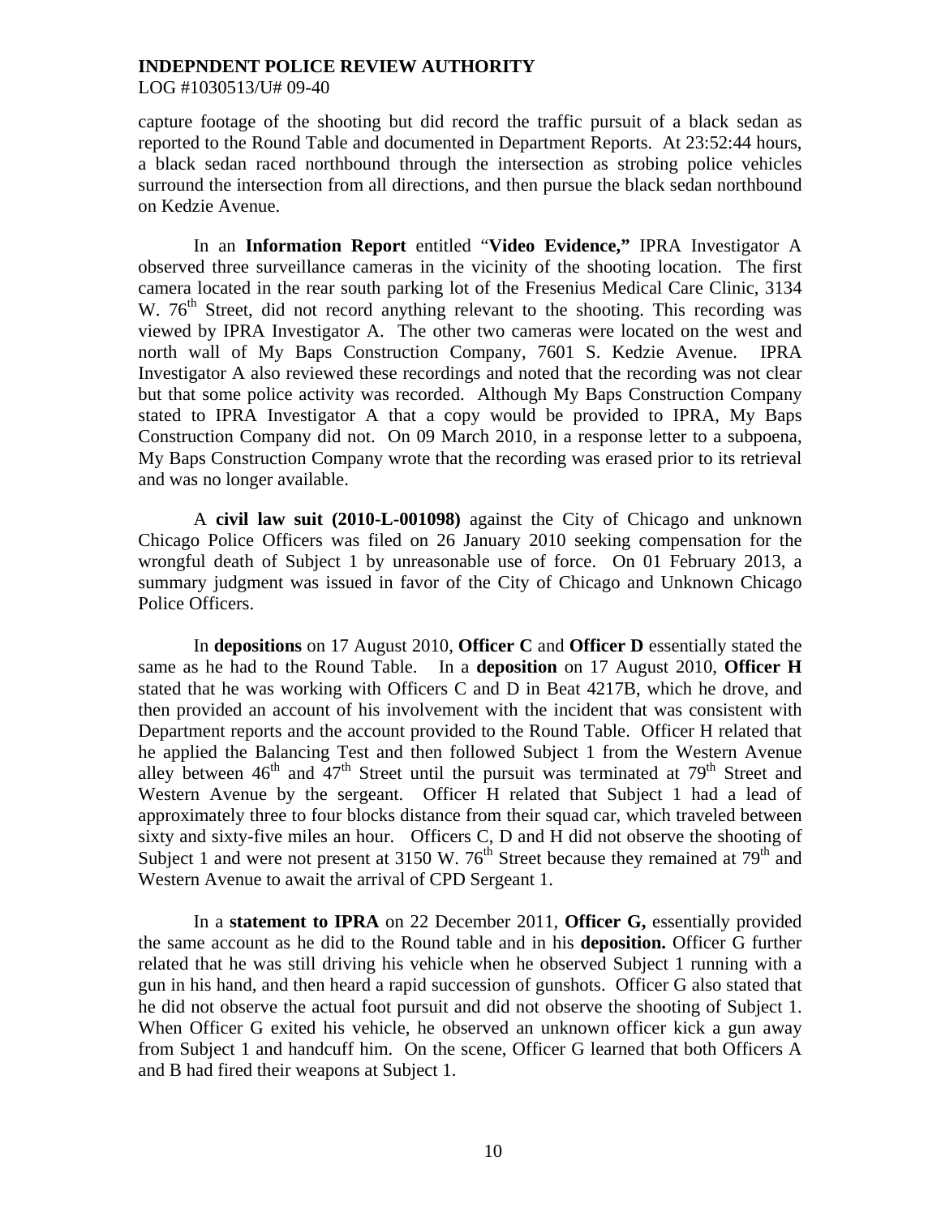capture footage of the shooting but did record the traffic pursuit of a black sedan as reported to the Round Table and documented in Department Reports. At 23:52:44 hours, a black sedan raced northbound through the intersection as strobing police vehicles surround the intersection from all directions, and then pursue the black sedan northbound on Kedzie Avenue.

In an **Information Report** entitled "**Video Evidence,"** IPRA Investigator A observed three surveillance cameras in the vicinity of the shooting location. The first camera located in the rear south parking lot of the Fresenius Medical Care Clinic, 3134 W. 76th Street, did not record anything relevant to the shooting. This recording was viewed by IPRA Investigator A. The other two cameras were located on the west and north wall of My Baps Construction Company, 7601 S. Kedzie Avenue. IPRA Investigator A also reviewed these recordings and noted that the recording was not clear but that some police activity was recorded. Although My Baps Construction Company stated to IPRA Investigator A that a copy would be provided to IPRA, My Baps Construction Company did not. On 09 March 2010, in a response letter to a subpoena, My Baps Construction Company wrote that the recording was erased prior to its retrieval and was no longer available.

A **civil law suit (2010-L-001098)** against the City of Chicago and unknown Chicago Police Officers was filed on 26 January 2010 seeking compensation for the wrongful death of Subject 1 by unreasonable use of force. On 01 February 2013, a summary judgment was issued in favor of the City of Chicago and Unknown Chicago Police Officers.

In **depositions** on 17 August 2010, **Officer C** and **Officer D** essentially stated the same as he had to the Round Table. In a **deposition** on 17 August 2010, **Officer H** stated that he was working with Officers C and D in Beat 4217B, which he drove, and then provided an account of his involvement with the incident that was consistent with Department reports and the account provided to the Round Table. Officer H related that he applied the Balancing Test and then followed Subject 1 from the Western Avenue alley between 46th and 47th Street until the pursuit was terminated at 79th Street and Western Avenue by the sergeant. Officer H related that Subject 1 had a lead of approximately three to four blocks distance from their squad car, which traveled between sixty and sixty-five miles an hour. Officers C, D and H did not observe the shooting of Subject 1 and were not present at 3150 W. 76th Street because they remained at 79th and Western Avenue to await the arrival of CPD Sergeant 1.

In a **statement to IPRA** on 22 December 2011, **Officer G,** essentially provided the same account as he did to the Round table and in his **deposition.** Officer G further related that he was still driving his vehicle when he observed Subject 1 running with a gun in his hand, and then heard a rapid succession of gunshots. Officer G also stated that he did not observe the actual foot pursuit and did not observe the shooting of Subject 1. When Officer G exited his vehicle, he observed an unknown officer kick a gun away from Subject 1 and handcuff him. On the scene, Officer G learned that both Officers A and B had fired their weapons at Subject 1.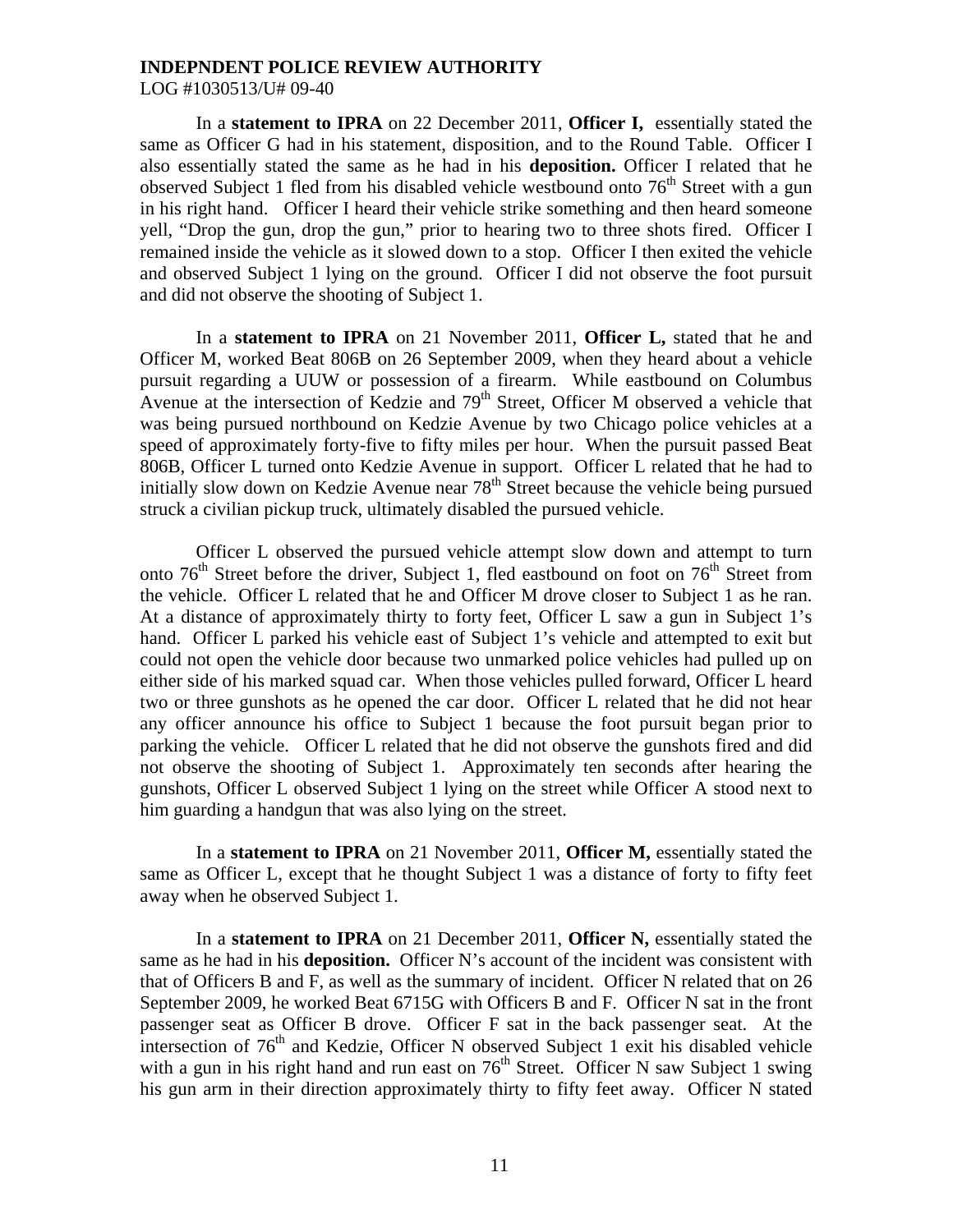In a **statement to IPRA** on 22 December 2011, **Officer I,** essentially stated the same as Officer G had in his statement, disposition, and to the Round Table. Officer I also essentially stated the same as he had in his **deposition.** Officer I related that he observed Subject 1 fled from his disabled vehicle westbound onto 76th Street with a gun in his right hand. Officer I heard their vehicle strike something and then heard someone yell, "Drop the gun, drop the gun," prior to hearing two to three shots fired. Officer I remained inside the vehicle as it slowed down to a stop. Officer I then exited the vehicle and observed Subject 1 lying on the ground. Officer I did not observe the foot pursuit and did not observe the shooting of Subject 1.

In a **statement to IPRA** on 21 November 2011, **Officer L,** stated that he and Officer M, worked Beat 806B on 26 September 2009, when they heard about a vehicle pursuit regarding a UUW or possession of a firearm. While eastbound on Columbus Avenue at the intersection of Kedzie and 79th Street, Officer M observed a vehicle that was being pursued northbound on Kedzie Avenue by two Chicago police vehicles at a speed of approximately forty-five to fifty miles per hour. When the pursuit passed Beat 806B, Officer L turned onto Kedzie Avenue in support. Officer L related that he had to initially slow down on Kedzie Avenue near 78th Street because the vehicle being pursued struck a civilian pickup truck, ultimately disabled the pursued vehicle.

Officer L observed the pursued vehicle attempt slow down and attempt to turn onto 76th Street before the driver, Subject 1, fled eastbound on foot on 76th Street from the vehicle. Officer L related that he and Officer M drove closer to Subject 1 as he ran. At a distance of approximately thirty to forty feet, Officer L saw a gun in Subject 1's hand. Officer L parked his vehicle east of Subject 1's vehicle and attempted to exit but could not open the vehicle door because two unmarked police vehicles had pulled up on either side of his marked squad car. When those vehicles pulled forward, Officer L heard two or three gunshots as he opened the car door. Officer L related that he did not hear any officer announce his office to Subject 1 because the foot pursuit began prior to parking the vehicle. Officer L related that he did not observe the gunshots fired and did not observe the shooting of Subject 1. Approximately ten seconds after hearing the gunshots, Officer L observed Subject 1 lying on the street while Officer A stood next to him guarding a handgun that was also lying on the street.

In a **statement to IPRA** on 21 November 2011, **Officer M,** essentially stated the same as Officer L, except that he thought Subject 1 was a distance of forty to fifty feet away when he observed Subject 1.

In a **statement to IPRA** on 21 December 2011, **Officer N,** essentially stated the same as he had in his **deposition.** Officer N's account of the incident was consistent with that of Officers B and F, as well as the summary of incident. Officer N related that on 26 September 2009, he worked Beat 6715G with Officers B and F. Officer N sat in the front passenger seat as Officer B drove. Officer F sat in the back passenger seat. At the intersection of 76th and Kedzie, Officer N observed Subject 1 exit his disabled vehicle with a gun in his right hand and run east on 76th Street. Officer N saw Subject 1 swing his gun arm in their direction approximately thirty to fifty feet away. Officer N stated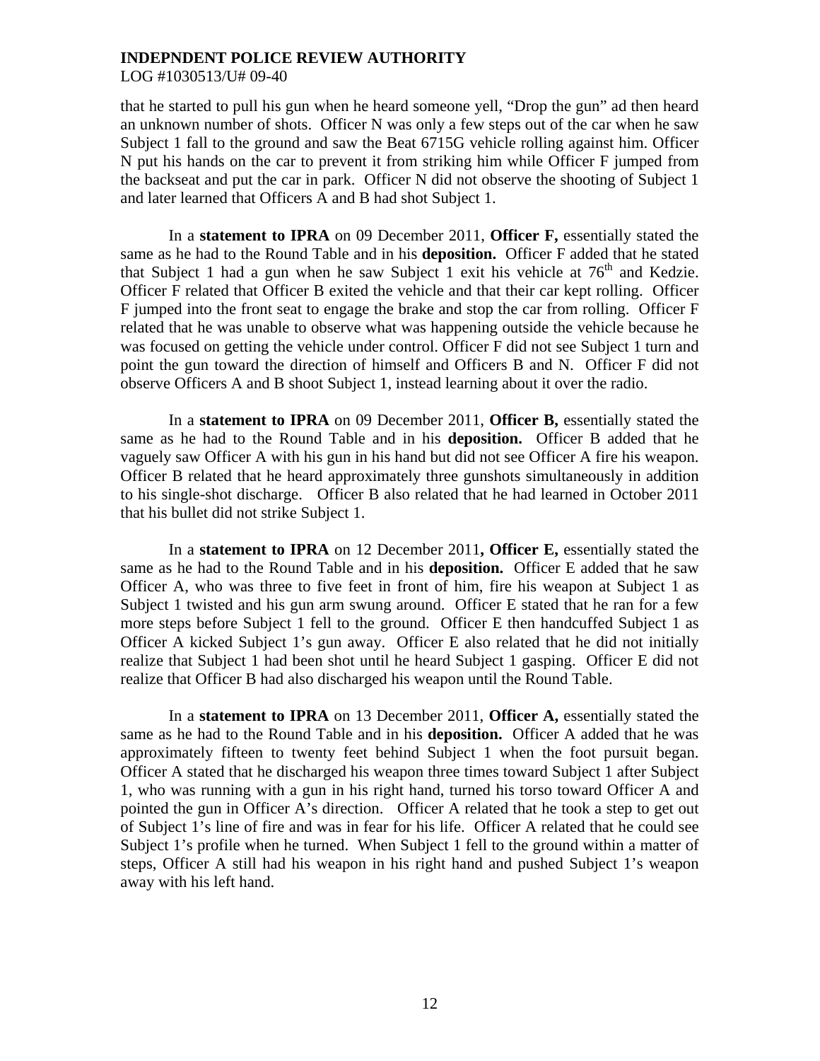that he started to pull his gun when he heard someone yell, "Drop the gun" ad then heard an unknown number of shots. Officer N was only a few steps out of the car when he saw Subject 1 fall to the ground and saw the Beat 6715G vehicle rolling against him. Officer N put his hands on the car to prevent it from striking him while Officer F jumped from the backseat and put the car in park. Officer N did not observe the shooting of Subject 1 and later learned that Officers A and B had shot Subject 1.

In a **statement to IPRA** on 09 December 2011, **Officer F,** essentially stated the same as he had to the Round Table and in his **deposition.** Officer F added that he stated that Subject 1 had a gun when he saw Subject 1 exit his vehicle at 76th and Kedzie. Officer F related that Officer B exited the vehicle and that their car kept rolling. Officer F jumped into the front seat to engage the brake and stop the car from rolling. Officer F related that he was unable to observe what was happening outside the vehicle because he was focused on getting the vehicle under control. Officer F did not see Subject 1 turn and point the gun toward the direction of himself and Officers B and N. Officer F did not observe Officers A and B shoot Subject 1, instead learning about it over the radio.

In a **statement to IPRA** on 09 December 2011, **Officer B,** essentially stated the same as he had to the Round Table and in his **deposition.** Officer B added that he vaguely saw Officer A with his gun in his hand but did not see Officer A fire his weapon. Officer B related that he heard approximately three gunshots simultaneously in addition to his single-shot discharge. Officer B also related that he had learned in October 2011 that his bullet did not strike Subject 1.

In a **statement to IPRA** on 12 December 2011**, Officer E,** essentially stated the same as he had to the Round Table and in his **deposition.** Officer E added that he saw Officer A, who was three to five feet in front of him, fire his weapon at Subject 1 as Subject 1 twisted and his gun arm swung around. Officer E stated that he ran for a few more steps before Subject 1 fell to the ground. Officer E then handcuffed Subject 1 as Officer A kicked Subject 1's gun away. Officer E also related that he did not initially realize that Subject 1 had been shot until he heard Subject 1 gasping. Officer E did not realize that Officer B had also discharged his weapon until the Round Table.

In a **statement to IPRA** on 13 December 2011, **Officer A,** essentially stated the same as he had to the Round Table and in his **deposition.** Officer A added that he was approximately fifteen to twenty feet behind Subject 1 when the foot pursuit began. Officer A stated that he discharged his weapon three times toward Subject 1 after Subject 1, who was running with a gun in his right hand, turned his torso toward Officer A and pointed the gun in Officer A's direction. Officer A related that he took a step to get out of Subject 1's line of fire and was in fear for his life. Officer A related that he could see Subject 1's profile when he turned. When Subject 1 fell to the ground within a matter of steps, Officer A still had his weapon in his right hand and pushed Subject 1's weapon away with his left hand.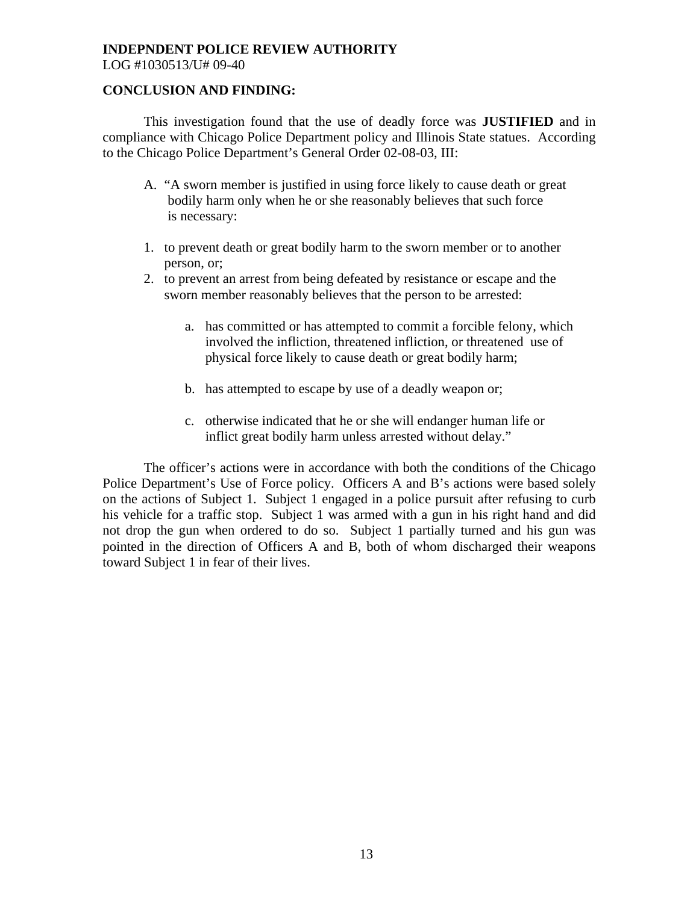**INDEPNDENT POLICE REVIEW AUTHORITY**
LOG #1030513/U# 09-40

**CONCLUSION AND FINDING:**

This investigation found that the use of deadly force was **JUSTIFIED** and in compliance with Chicago Police Department policy and Illinois State statues. According to the Chicago Police Department's General Order 02-08-03, III:

A. "A sworn member is justified in using force likely to cause death or great bodily harm only when he or she reasonably believes that such force is necessary:

1. to prevent death or great bodily harm to the sworn member or to another person, or;
2. to prevent an arrest from being defeated by resistance or escape and the sworn member reasonably believes that the person to be arrested:

   a. has committed or has attempted to commit a forcible felony, which involved the infliction, threatened infliction, or threatened use of physical force likely to cause death or great bodily harm;

   b. has attempted to escape by use of a deadly weapon or;

   c. otherwise indicated that he or she will endanger human life or inflict great bodily harm unless arrested without delay."

The officer's actions were in accordance with both the conditions of the Chicago Police Department's Use of Force policy. Officers A and B's actions were based solely on the actions of Subject 1. Subject 1 engaged in a police pursuit after refusing to curb his vehicle for a traffic stop. Subject 1 was armed with a gun in his right hand and did not drop the gun when ordered to do so. Subject 1 partially turned and his gun was pointed in the direction of Officers A and B, both of whom discharged their weapons toward Subject 1 in fear of their lives.